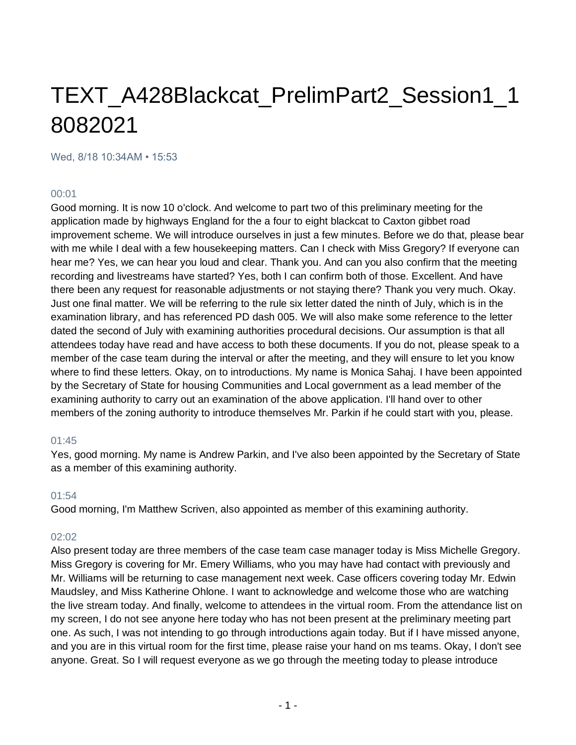# TEXT_A428Blackcat_PrelimPart2_Session1_18082021

Wed, 8/18 10:34AM • 15:53

00:01

Good morning. It is now 10 o'clock. And welcome to part two of this preliminary meeting for the application made by highways England for the a four to eight blackcat to Caxton gibbet road improvement scheme. We will introduce ourselves in just a few minutes. Before we do that, please bear with me while I deal with a few housekeeping matters. Can I check with Miss Gregory? If everyone can hear me? Yes, we can hear you loud and clear. Thank you. And can you also confirm that the meeting recording and livestreams have started? Yes, both I can confirm both of those. Excellent. And have there been any request for reasonable adjustments or not staying there? Thank you very much. Okay. Just one final matter. We will be referring to the rule six letter dated the ninth of July, which is in the examination library, and has referenced PD dash 005. We will also make some reference to the letter dated the second of July with examining authorities procedural decisions. Our assumption is that all attendees today have read and have access to both these documents. If you do not, please speak to a member of the case team during the interval or after the meeting, and they will ensure to let you know where to find these letters. Okay, on to introductions. My name is Monica Sahaj. I have been appointed by the Secretary of State for housing Communities and Local government as a lead member of the examining authority to carry out an examination of the above application. I'll hand over to other members of the zoning authority to introduce themselves Mr. Parkin if he could start with you, please.

01:45

Yes, good morning. My name is Andrew Parkin, and I've also been appointed by the Secretary of State as a member of this examining authority.

01:54

Good morning, I'm Matthew Scriven, also appointed as member of this examining authority.

02:02

Also present today are three members of the case team case manager today is Miss Michelle Gregory. Miss Gregory is covering for Mr. Emery Williams, who you may have had contact with previously and Mr. Williams will be returning to case management next week. Case officers covering today Mr. Edwin Maudsley, and Miss Katherine Ohlone. I want to acknowledge and welcome those who are watching the live stream today. And finally, welcome to attendees in the virtual room. From the attendance list on my screen, I do not see anyone here today who has not been present at the preliminary meeting part one. As such, I was not intending to go through introductions again today. But if I have missed anyone, and you are in this virtual room for the first time, please raise your hand on ms teams. Okay, I don't see anyone. Great. So I will request everyone as we go through the meeting today to please introduce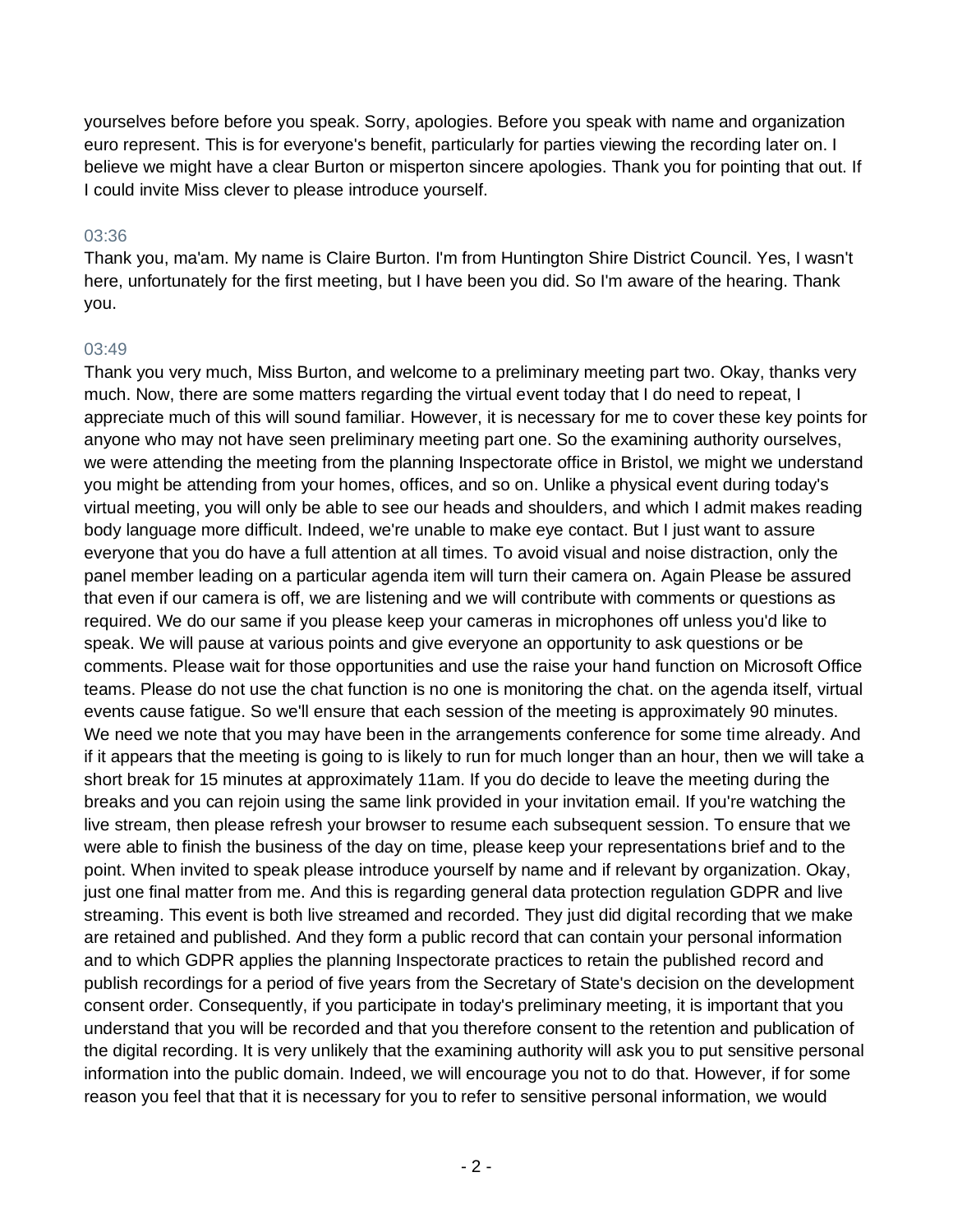yourselves before before you speak. Sorry, apologies. Before you speak with name and organization euro represent. This is for everyone's benefit, particularly for parties viewing the recording later on. I believe we might have a clear Burton or misperton sincere apologies. Thank you for pointing that out. If I could invite Miss clever to please introduce yourself.

03:36

Thank you, ma'am. My name is Claire Burton. I'm from Huntington Shire District Council. Yes, I wasn't here, unfortunately for the first meeting, but I have been you did. So I'm aware of the hearing. Thank you.

03:49

Thank you very much, Miss Burton, and welcome to a preliminary meeting part two. Okay, thanks very much. Now, there are some matters regarding the virtual event today that I do need to repeat, I appreciate much of this will sound familiar. However, it is necessary for me to cover these key points for anyone who may not have seen preliminary meeting part one. So the examining authority ourselves, we were attending the meeting from the planning Inspectorate office in Bristol, we might we understand you might be attending from your homes, offices, and so on. Unlike a physical event during today's virtual meeting, you will only be able to see our heads and shoulders, and which I admit makes reading body language more difficult. Indeed, we're unable to make eye contact. But I just want to assure everyone that you do have a full attention at all times. To avoid visual and noise distraction, only the panel member leading on a particular agenda item will turn their camera on. Again Please be assured that even if our camera is off, we are listening and we will contribute with comments or questions as required. We do our same if you please keep your cameras in microphones off unless you'd like to speak. We will pause at various points and give everyone an opportunity to ask questions or be comments. Please wait for those opportunities and use the raise your hand function on Microsoft Office teams. Please do not use the chat function is no one is monitoring the chat. on the agenda itself, virtual events cause fatigue. So we'll ensure that each session of the meeting is approximately 90 minutes. We need we note that you may have been in the arrangements conference for some time already. And if it appears that the meeting is going to is likely to run for much longer than an hour, then we will take a short break for 15 minutes at approximately 11am. If you do decide to leave the meeting during the breaks and you can rejoin using the same link provided in your invitation email. If you're watching the live stream, then please refresh your browser to resume each subsequent session. To ensure that we were able to finish the business of the day on time, please keep your representations brief and to the point. When invited to speak please introduce yourself by name and if relevant by organization. Okay, just one final matter from me. And this is regarding general data protection regulation GDPR and live streaming. This event is both live streamed and recorded. They just did digital recording that we make are retained and published. And they form a public record that can contain your personal information and to which GDPR applies the planning Inspectorate practices to retain the published record and publish recordings for a period of five years from the Secretary of State's decision on the development consent order. Consequently, if you participate in today's preliminary meeting, it is important that you understand that you will be recorded and that you therefore consent to the retention and publication of the digital recording. It is very unlikely that the examining authority will ask you to put sensitive personal information into the public domain. Indeed, we will encourage you not to do that. However, if for some reason you feel that that it is necessary for you to refer to sensitive personal information, we would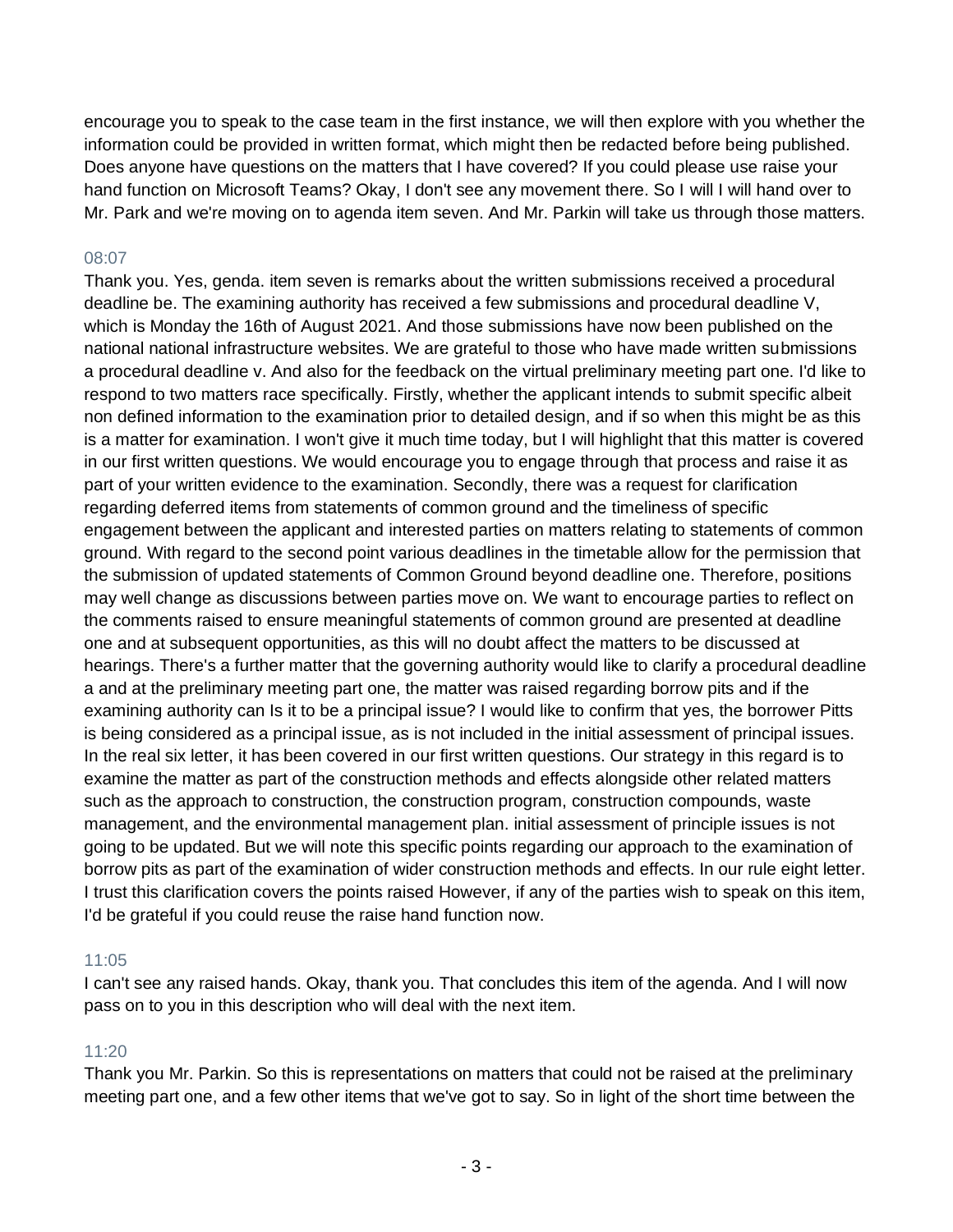encourage you to speak to the case team in the first instance, we will then explore with you whether the information could be provided in written format, which might then be redacted before being published. Does anyone have questions on the matters that I have covered? If you could please use raise your hand function on Microsoft Teams? Okay, I don't see any movement there. So I will I will hand over to Mr. Park and we're moving on to agenda item seven. And Mr. Parkin will take us through those matters.

08:07

Thank you. Yes, genda. item seven is remarks about the written submissions received a procedural deadline be. The examining authority has received a few submissions and procedural deadline V, which is Monday the 16th of August 2021. And those submissions have now been published on the national national infrastructure websites. We are grateful to those who have made written submissions a procedural deadline v. And also for the feedback on the virtual preliminary meeting part one. I'd like to respond to two matters race specifically. Firstly, whether the applicant intends to submit specific albeit non defined information to the examination prior to detailed design, and if so when this might be as this is a matter for examination. I won't give it much time today, but I will highlight that this matter is covered in our first written questions. We would encourage you to engage through that process and raise it as part of your written evidence to the examination. Secondly, there was a request for clarification regarding deferred items from statements of common ground and the timeliness of specific engagement between the applicant and interested parties on matters relating to statements of common ground. With regard to the second point various deadlines in the timetable allow for the permission that the submission of updated statements of Common Ground beyond deadline one. Therefore, positions may well change as discussions between parties move on. We want to encourage parties to reflect on the comments raised to ensure meaningful statements of common ground are presented at deadline one and at subsequent opportunities, as this will no doubt affect the matters to be discussed at hearings. There's a further matter that the governing authority would like to clarify a procedural deadline a and at the preliminary meeting part one, the matter was raised regarding borrow pits and if the examining authority can Is it to be a principal issue? I would like to confirm that yes, the borrower Pitts is being considered as a principal issue, as is not included in the initial assessment of principal issues. In the real six letter, it has been covered in our first written questions. Our strategy in this regard is to examine the matter as part of the construction methods and effects alongside other related matters such as the approach to construction, the construction program, construction compounds, waste management, and the environmental management plan. initial assessment of principle issues is not going to be updated. But we will note this specific points regarding our approach to the examination of borrow pits as part of the examination of wider construction methods and effects. In our rule eight letter. I trust this clarification covers the points raised However, if any of the parties wish to speak on this item, I'd be grateful if you could reuse the raise hand function now.

11:05

I can't see any raised hands. Okay, thank you. That concludes this item of the agenda. And I will now pass on to you in this description who will deal with the next item.

11:20

Thank you Mr. Parkin. So this is representations on matters that could not be raised at the preliminary meeting part one, and a few other items that we've got to say. So in light of the short time between the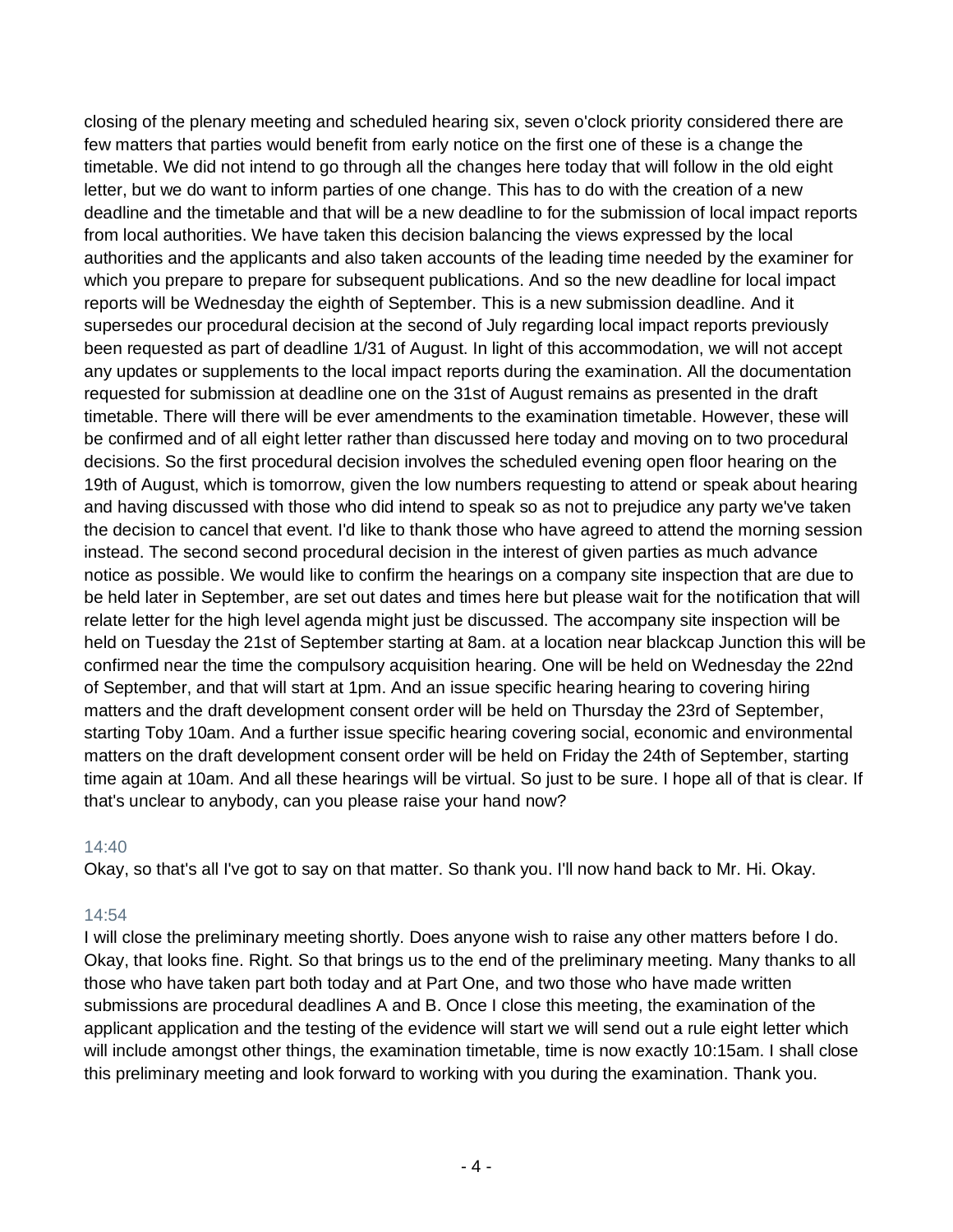closing of the plenary meeting and scheduled hearing six, seven o'clock priority considered there are few matters that parties would benefit from early notice on the first one of these is a change the timetable. We did not intend to go through all the changes here today that will follow in the old eight letter, but we do want to inform parties of one change. This has to do with the creation of a new deadline and the timetable and that will be a new deadline to for the submission of local impact reports from local authorities. We have taken this decision balancing the views expressed by the local authorities and the applicants and also taken accounts of the leading time needed by the examiner for which you prepare to prepare for subsequent publications. And so the new deadline for local impact reports will be Wednesday the eighth of September. This is a new submission deadline. And it supersedes our procedural decision at the second of July regarding local impact reports previously been requested as part of deadline 1/31 of August. In light of this accommodation, we will not accept any updates or supplements to the local impact reports during the examination. All the documentation requested for submission at deadline one on the 31st of August remains as presented in the draft timetable. There will there will be ever amendments to the examination timetable. However, these will be confirmed and of all eight letter rather than discussed here today and moving on to two procedural decisions. So the first procedural decision involves the scheduled evening open floor hearing on the 19th of August, which is tomorrow, given the low numbers requesting to attend or speak about hearing and having discussed with those who did intend to speak so as not to prejudice any party we've taken the decision to cancel that event. I'd like to thank those who have agreed to attend the morning session instead. The second second procedural decision in the interest of given parties as much advance notice as possible. We would like to confirm the hearings on a company site inspection that are due to be held later in September, are set out dates and times here but please wait for the notification that will relate letter for the high level agenda might just be discussed. The accompany site inspection will be held on Tuesday the 21st of September starting at 8am. at a location near blackcap Junction this will be confirmed near the time the compulsory acquisition hearing. One will be held on Wednesday the 22nd of September, and that will start at 1pm. And an issue specific hearing hearing to covering hiring matters and the draft development consent order will be held on Thursday the 23rd of September, starting Toby 10am. And a further issue specific hearing covering social, economic and environmental matters on the draft development consent order will be held on Friday the 24th of September, starting time again at 10am. And all these hearings will be virtual. So just to be sure. I hope all of that is clear. If that's unclear to anybody, can you please raise your hand now?

14:40

Okay, so that's all I've got to say on that matter. So thank you. I'll now hand back to Mr. Hi. Okay.

14:54

I will close the preliminary meeting shortly. Does anyone wish to raise any other matters before I do. Okay, that looks fine. Right. So that brings us to the end of the preliminary meeting. Many thanks to all those who have taken part both today and at Part One, and two those who have made written submissions are procedural deadlines A and B. Once I close this meeting, the examination of the applicant application and the testing of the evidence will start we will send out a rule eight letter which will include amongst other things, the examination timetable, time is now exactly 10:15am. I shall close this preliminary meeting and look forward to working with you during the examination. Thank you.